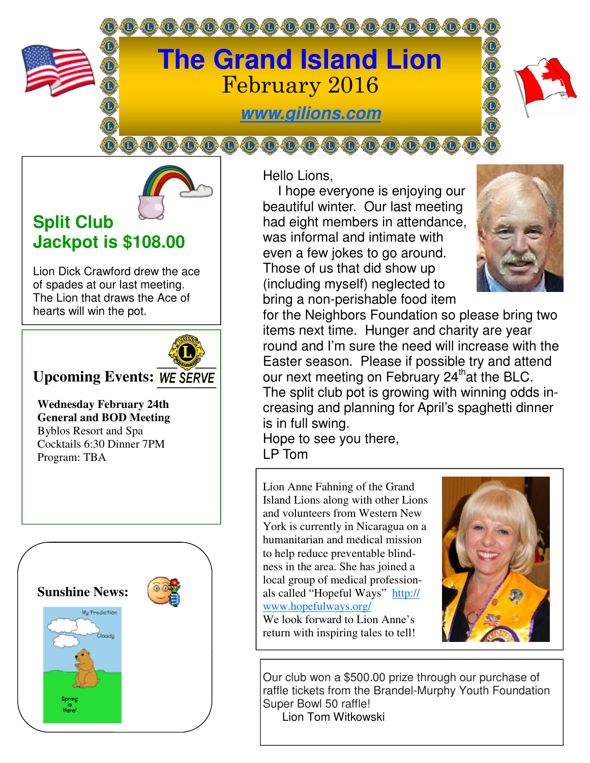# The Grand Island Lion

February 2016

www.gilions.com

## Split Club Jackpot is $108.00

Lion Dick Crawford drew the ace of spades at our last meeting. The Lion that draws the Ace of hearts will win the pot.

## Upcoming Events:

WE SERVE

**Wednesday February 24th**
**General and BOD Meeting**
Byblos Resort and Spa
Cocktails 6:30 Dinner 7PM
Program: TBA

## Sunshine News:

My Prediction

Cloudy

Spring is Here!

Hello Lions,

I hope everyone is enjoying our beautiful winter. Our last meeting had eight members in attendance, was informal and intimate with even a few jokes to go around. Those of us that did show up (including myself) neglected to bring a non-perishable food item for the Neighbors Foundation so please bring two items next time. Hunger and charity are year round and I'm sure the need will increase with the Easter season. Please if possible try and attend our next meeting on February 24th at the BLC. The split club pot is growing with winning odds increasing and planning for April's spaghetti dinner is in full swing.

Hope to see you there,
LP Tom

Lion Anne Fahning of the Grand Island Lions along with other Lions and volunteers from Western New York is currently in Nicaragua on a humanitarian and medical mission to help reduce preventable blindness in the area. She has joined a local group of medical professionals called "Hopeful Ways" http://www.hopefulways.org/
We look forward to Lion Anne's return with inspiring tales to tell!

Our club won a $500.00 prize through our purchase of raffle tickets from the Brandel-Murphy Youth Foundation Super Bowl 50 raffle!
Lion Tom Witkowski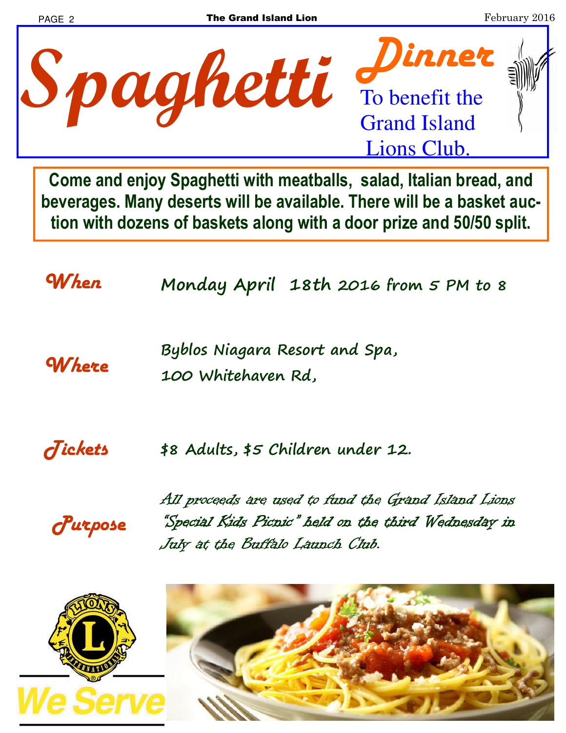# Spaghetti Dinner

To benefit the Grand Island Lions Club.

**Come and enjoy Spaghetti with meatballs, salad, Italian bread, and beverages. Many deserts will be available. There will be a basket auction with dozens of baskets along with a door prize and 50/50 split.**

***When*** Monday April 18th 2016 from 5 PM to 8

***Where*** Byblos Niagara Resort and Spa, 100 Whitehaven Rd,

***Tickets*** $8 Adults, $5 Children under 12.

***Purpose*** *All proceeds are used to fund the Grand Island Lions "Special Kids Picnic" held on the third Wednesday in July at the Buffalo Launch Club.*

We Serve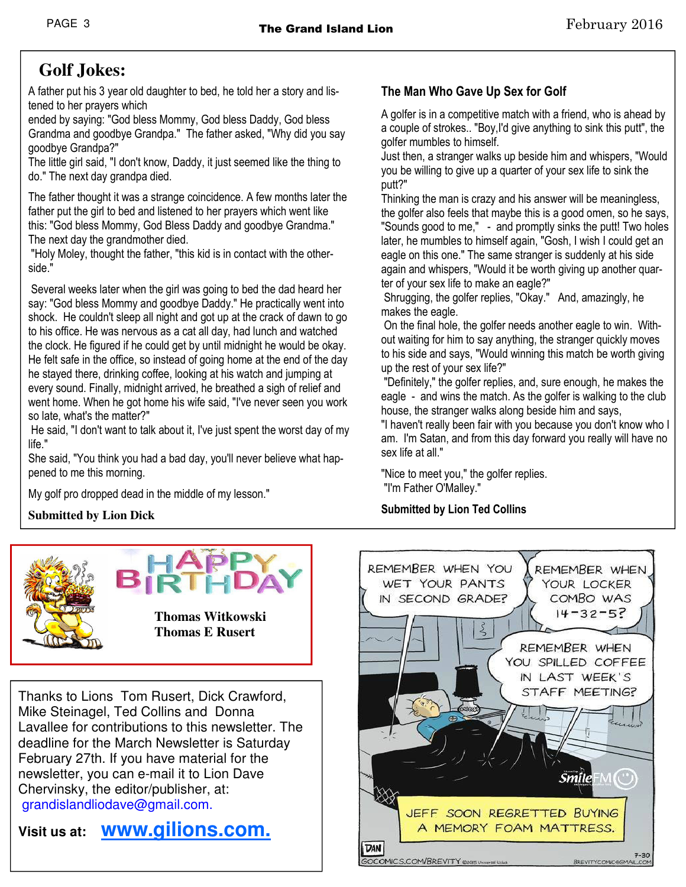## Golf Jokes:

A father put his 3 year old daughter to bed, he told her a story and listened to her prayers which ended by saying: "God bless Mommy, God bless Daddy, God bless Grandma and goodbye Grandpa." The father asked, "Why did you say goodbye Grandpa?"
The little girl said, "I don't know, Daddy, it just seemed like the thing to do." The next day grandpa died.

The father thought it was a strange coincidence. A few months later the father put the girl to bed and listened to her prayers which went like this: "God bless Mommy, God Bless Daddy and goodbye Grandma." The next day the grandmother died.
"Holy Moley, thought the father, "this kid is in contact with the other-side."

Several weeks later when the girl was going to bed the dad heard her say: "God bless Mommy and goodbye Daddy." He practically went into shock. He couldn't sleep all night and got up at the crack of dawn to go to his office. He was nervous as a cat all day, had lunch and watched the clock. He figured if he could get by until midnight he would be okay. He felt safe in the office, so instead of going home at the end of the day he stayed there, drinking coffee, looking at his watch and jumping at every sound. Finally, midnight arrived, he breathed a sigh of relief and went home. When he got home his wife said, "I've never seen you work so late, what's the matter?"
He said, "I don't want to talk about it, I've just spent the worst day of my life."
She said, "You think you had a bad day, you'll never believe what happened to me this morning.

My golf pro dropped dead in the middle of my lesson."

**Submitted by Lion Dick**

### The Man Who Gave Up Sex for Golf

A golfer is in a competitive match with a friend, who is ahead by a couple of strokes.. "Boy,I'd give anything to sink this putt", the golfer mumbles to himself.
Just then, a stranger walks up beside him and whispers, "Would you be willing to give up a quarter of your sex life to sink the putt?"
Thinking the man is crazy and his answer will be meaningless, the golfer also feels that maybe this is a good omen, so he says, "Sounds good to me," - and promptly sinks the putt! Two holes later, he mumbles to himself again, "Gosh, I wish I could get an eagle on this one." The same stranger is suddenly at his side again and whispers, "Would it be worth giving up another quarter of your sex life to make an eagle?"
Shrugging, the golfer replies, "Okay." And, amazingly, he makes the eagle.
On the final hole, the golfer needs another eagle to win. Without waiting for him to say anything, the stranger quickly moves to his side and says, "Would winning this match be worth giving up the rest of your sex life?"
"Definitely," the golfer replies, and, sure enough, he makes the eagle - and wins the match. As the golfer is walking to the club house, the stranger walks along beside him and says,
"I haven't really been fair with you because you don't know who I am. I'm Satan, and from this day forward you really will have no sex life at all."

"Nice to meet you," the golfer replies.
"I'm Father O'Malley."

**Submitted by Lion Ted Collins**

HAPPY BIRTHDAY

**Thomas Witkowski**
**Thomas E Rusert**

Thanks to Lions Tom Rusert, Dick Crawford, Mike Steinagel, Ted Collins and Donna Lavallee for contributions to this newsletter. The deadline for the March Newsletter is Saturday February 27th. If you have material for the newsletter, you can e-mail it to Lion Dave Chervinsky, the editor/publisher, at: grandislandliodave@gmail.com.

**Visit us at: www.gilions.com.**

REMEMBER WHEN YOU WET YOUR PANTS IN SECOND GRADE?

REMEMBER WHEN YOUR LOCKER COMBO WAS 14-32-5?

REMEMBER WHEN YOU SPILLED COFFEE IN LAST WEEK'S STAFF MEETING?

JEFF SOON REGRETTED BUYING A MEMORY FOAM MATTRESS.

GOCOMICS.COM/BREVITY ©2015 Universal Uclick BREVITYCOMIC@GMAIL.COM